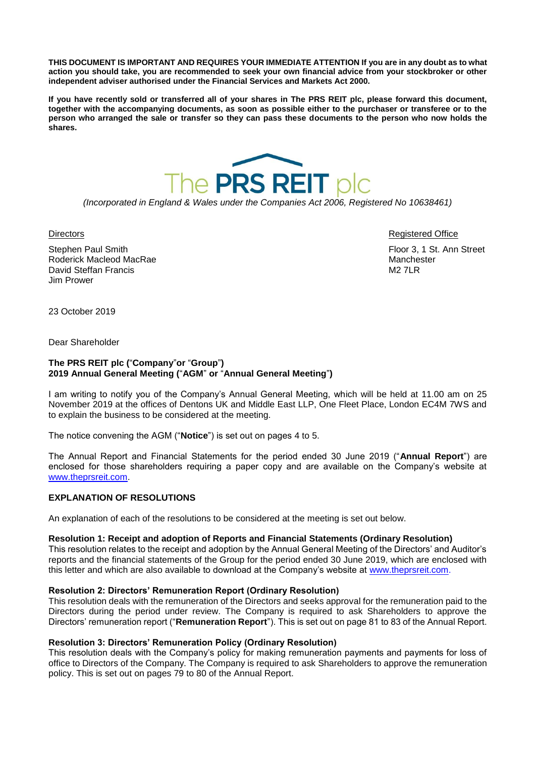**THIS DOCUMENT IS IMPORTANT AND REQUIRES YOUR IMMEDIATE ATTENTION If you are in any doubt as to what action you should take, you are recommended to seek your own financial advice from your stockbroker or other independent adviser authorised under the Financial Services and Markets Act 2000.**

**If you have recently sold or transferred all of your shares in The PRS REIT plc, please forward this document, together with the accompanying documents, as soon as possible either to the purchaser or transferee or to the person who arranged the sale or transfer so they can pass these documents to the person who now holds the shares.**

# The PRS REIT plc

*(Incorporated in England & Wales under the Companies Act 2006, Registered No 10638461)*

Directors

Stephen Paul Smith
Roderick Macleod MacRae
David Steffan Francis
Jim Prower

Registered Office

Floor 3, 1 St. Ann Street
Manchester
M2 7LR

23 October 2019

Dear Shareholder

**The PRS REIT plc ("Company" or "Group")**
**2019 Annual General Meeting ("AGM" or "Annual General Meeting")**

I am writing to notify you of the Company's Annual General Meeting, which will be held at 11.00 am on 25 November 2019 at the offices of Dentons UK and Middle East LLP, One Fleet Place, London EC4M 7WS and to explain the business to be considered at the meeting.

The notice convening the AGM ("**Notice**") is set out on pages 4 to 5.

The Annual Report and Financial Statements for the period ended 30 June 2019 ("**Annual Report**") are enclosed for those shareholders requiring a paper copy and are available on the Company's website at www.theprsreit.com.

## EXPLANATION OF RESOLUTIONS

An explanation of each of the resolutions to be considered at the meeting is set out below.

**Resolution 1: Receipt and adoption of Reports and Financial Statements (Ordinary Resolution)**
This resolution relates to the receipt and adoption by the Annual General Meeting of the Directors' and Auditor's reports and the financial statements of the Group for the period ended 30 June 2019, which are enclosed with this letter and which are also available to download at the Company's website at www.theprsreit.com.

**Resolution 2: Directors' Remuneration Report (Ordinary Resolution)**
This resolution deals with the remuneration of the Directors and seeks approval for the remuneration paid to the Directors during the period under review. The Company is required to ask Shareholders to approve the Directors' remuneration report ("**Remuneration Report**"). This is set out on page 81 to 83 of the Annual Report.

**Resolution 3: Directors' Remuneration Policy (Ordinary Resolution)**
This resolution deals with the Company's policy for making remuneration payments and payments for loss of office to Directors of the Company. The Company is required to ask Shareholders to approve the remuneration policy. This is set out on pages 79 to 80 of the Annual Report.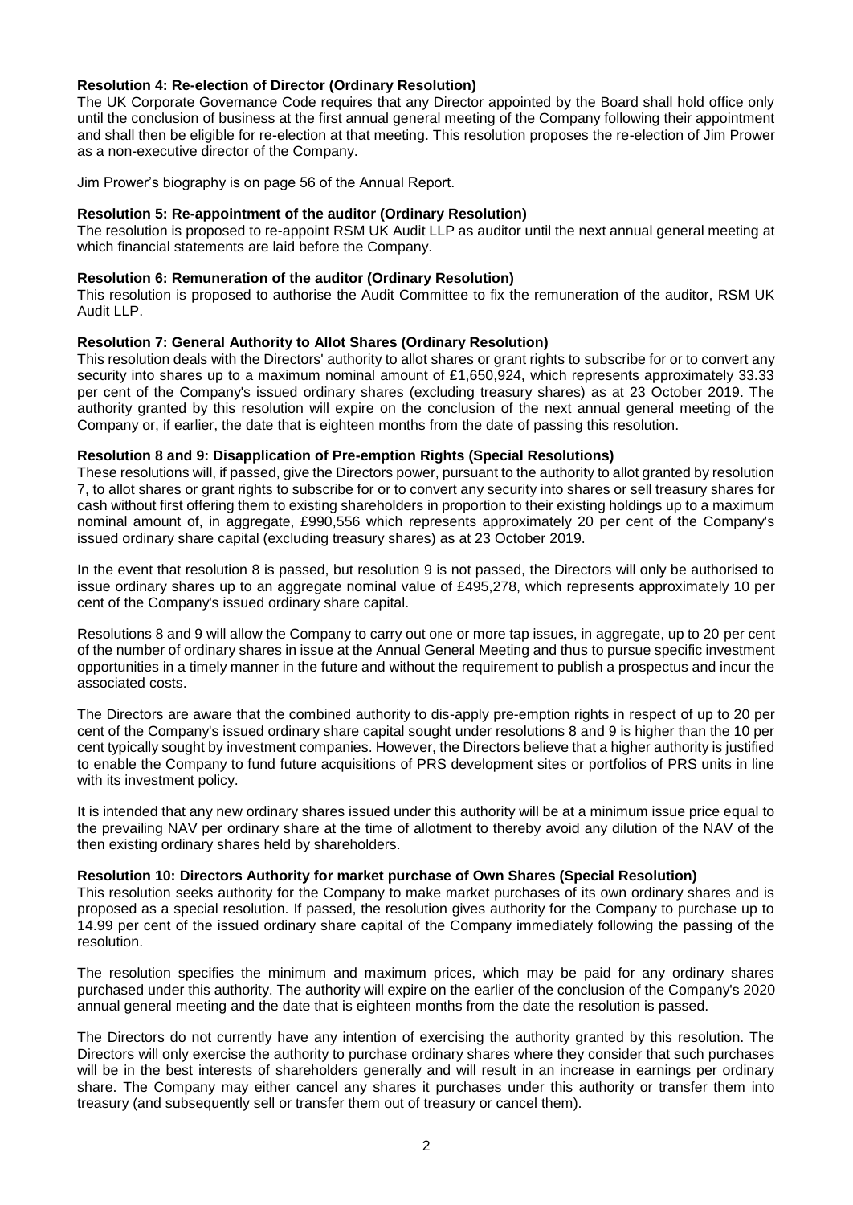**Resolution 4: Re-election of Director (Ordinary Resolution)**

The UK Corporate Governance Code requires that any Director appointed by the Board shall hold office only until the conclusion of business at the first annual general meeting of the Company following their appointment and shall then be eligible for re-election at that meeting. This resolution proposes the re-election of Jim Prower as a non-executive director of the Company.

Jim Prower's biography is on page 56 of the Annual Report.

**Resolution 5: Re-appointment of the auditor (Ordinary Resolution)**

The resolution is proposed to re-appoint RSM UK Audit LLP as auditor until the next annual general meeting at which financial statements are laid before the Company.

**Resolution 6: Remuneration of the auditor (Ordinary Resolution)**

This resolution is proposed to authorise the Audit Committee to fix the remuneration of the auditor, RSM UK Audit LLP.

**Resolution 7: General Authority to Allot Shares (Ordinary Resolution)**

This resolution deals with the Directors' authority to allot shares or grant rights to subscribe for or to convert any security into shares up to a maximum nominal amount of £1,650,924, which represents approximately 33.33 per cent of the Company's issued ordinary shares (excluding treasury shares) as at 23 October 2019. The authority granted by this resolution will expire on the conclusion of the next annual general meeting of the Company or, if earlier, the date that is eighteen months from the date of passing this resolution.

**Resolution 8 and 9: Disapplication of Pre-emption Rights (Special Resolutions)**

These resolutions will, if passed, give the Directors power, pursuant to the authority to allot granted by resolution 7, to allot shares or grant rights to subscribe for or to convert any security into shares or sell treasury shares for cash without first offering them to existing shareholders in proportion to their existing holdings up to a maximum nominal amount of, in aggregate, £990,556 which represents approximately 20 per cent of the Company's issued ordinary share capital (excluding treasury shares) as at 23 October 2019.

In the event that resolution 8 is passed, but resolution 9 is not passed, the Directors will only be authorised to issue ordinary shares up to an aggregate nominal value of £495,278, which represents approximately 10 per cent of the Company's issued ordinary share capital.

Resolutions 8 and 9 will allow the Company to carry out one or more tap issues, in aggregate, up to 20 per cent of the number of ordinary shares in issue at the Annual General Meeting and thus to pursue specific investment opportunities in a timely manner in the future and without the requirement to publish a prospectus and incur the associated costs.

The Directors are aware that the combined authority to dis-apply pre-emption rights in respect of up to 20 per cent of the Company's issued ordinary share capital sought under resolutions 8 and 9 is higher than the 10 per cent typically sought by investment companies. However, the Directors believe that a higher authority is justified to enable the Company to fund future acquisitions of PRS development sites or portfolios of PRS units in line with its investment policy.

It is intended that any new ordinary shares issued under this authority will be at a minimum issue price equal to the prevailing NAV per ordinary share at the time of allotment to thereby avoid any dilution of the NAV of the then existing ordinary shares held by shareholders.

**Resolution 10: Directors Authority for market purchase of Own Shares (Special Resolution)**

This resolution seeks authority for the Company to make market purchases of its own ordinary shares and is proposed as a special resolution. If passed, the resolution gives authority for the Company to purchase up to 14.99 per cent of the issued ordinary share capital of the Company immediately following the passing of the resolution.

The resolution specifies the minimum and maximum prices, which may be paid for any ordinary shares purchased under this authority. The authority will expire on the earlier of the conclusion of the Company's 2020 annual general meeting and the date that is eighteen months from the date the resolution is passed.

The Directors do not currently have any intention of exercising the authority granted by this resolution. The Directors will only exercise the authority to purchase ordinary shares where they consider that such purchases will be in the best interests of shareholders generally and will result in an increase in earnings per ordinary share. The Company may either cancel any shares it purchases under this authority or transfer them into treasury (and subsequently sell or transfer them out of treasury or cancel them).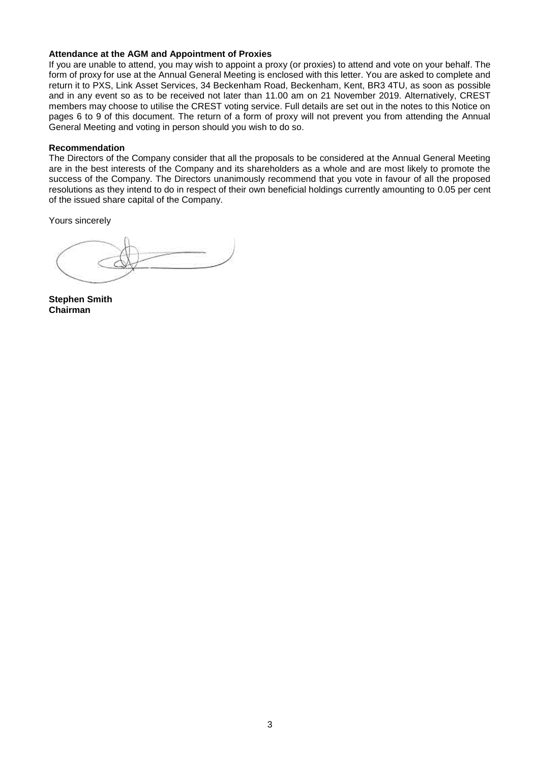**Attendance at the AGM and Appointment of Proxies**

If you are unable to attend, you may wish to appoint a proxy (or proxies) to attend and vote on your behalf. The form of proxy for use at the Annual General Meeting is enclosed with this letter. You are asked to complete and return it to PXS, Link Asset Services, 34 Beckenham Road, Beckenham, Kent, BR3 4TU, as soon as possible and in any event so as to be received not later than 11.00 am on 21 November 2019. Alternatively, CREST members may choose to utilise the CREST voting service. Full details are set out in the notes to this Notice on pages 6 to 9 of this document. The return of a form of proxy will not prevent you from attending the Annual General Meeting and voting in person should you wish to do so.

**Recommendation**

The Directors of the Company consider that all the proposals to be considered at the Annual General Meeting are in the best interests of the Company and its shareholders as a whole and are most likely to promote the success of the Company. The Directors unanimously recommend that you vote in favour of all the proposed resolutions as they intend to do in respect of their own beneficial holdings currently amounting to 0.05 per cent of the issued share capital of the Company.

Yours sincerely

**Stephen Smith**
**Chairman**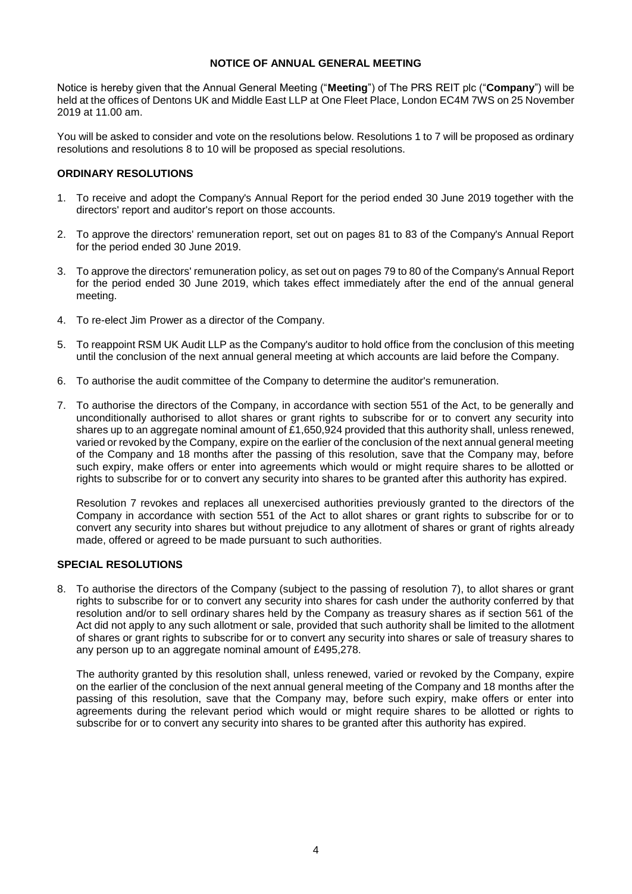# NOTICE OF ANNUAL GENERAL MEETING

Notice is hereby given that the Annual General Meeting ("**Meeting**") of The PRS REIT plc ("**Company**") will be held at the offices of Dentons UK and Middle East LLP at One Fleet Place, London EC4M 7WS on 25 November 2019 at 11.00 am.

You will be asked to consider and vote on the resolutions below. Resolutions 1 to 7 will be proposed as ordinary resolutions and resolutions 8 to 10 will be proposed as special resolutions.

## ORDINARY RESOLUTIONS

1. To receive and adopt the Company's Annual Report for the period ended 30 June 2019 together with the directors' report and auditor's report on those accounts.
2. To approve the directors' remuneration report, set out on pages 81 to 83 of the Company's Annual Report for the period ended 30 June 2019.
3. To approve the directors' remuneration policy, as set out on pages 79 to 80 of the Company's Annual Report for the period ended 30 June 2019, which takes effect immediately after the end of the annual general meeting.
4. To re-elect Jim Prower as a director of the Company.
5. To reappoint RSM UK Audit LLP as the Company's auditor to hold office from the conclusion of this meeting until the conclusion of the next annual general meeting at which accounts are laid before the Company.
6. To authorise the audit committee of the Company to determine the auditor's remuneration.
7. To authorise the directors of the Company, in accordance with section 551 of the Act, to be generally and unconditionally authorised to allot shares or grant rights to subscribe for or to convert any security into shares up to an aggregate nominal amount of £1,650,924 provided that this authority shall, unless renewed, varied or revoked by the Company, expire on the earlier of the conclusion of the next annual general meeting of the Company and 18 months after the passing of this resolution, save that the Company may, before such expiry, make offers or enter into agreements which would or might require shares to be allotted or rights to subscribe for or to convert any security into shares to be granted after this authority has expired.

   Resolution 7 revokes and replaces all unexercised authorities previously granted to the directors of the Company in accordance with section 551 of the Act to allot shares or grant rights to subscribe for or to convert any security into shares but without prejudice to any allotment of shares or grant of rights already made, offered or agreed to be made pursuant to such authorities.

## SPECIAL RESOLUTIONS

8. To authorise the directors of the Company (subject to the passing of resolution 7), to allot shares or grant rights to subscribe for or to convert any security into shares for cash under the authority conferred by that resolution and/or to sell ordinary shares held by the Company as treasury shares as if section 561 of the Act did not apply to any such allotment or sale, provided that such authority shall be limited to the allotment of shares or grant rights to subscribe for or to convert any security into shares or sale of treasury shares to any person up to an aggregate nominal amount of £495,278.

   The authority granted by this resolution shall, unless renewed, varied or revoked by the Company, expire on the earlier of the conclusion of the next annual general meeting of the Company and 18 months after the passing of this resolution, save that the Company may, before such expiry, make offers or enter into agreements during the relevant period which would or might require shares to be allotted or rights to subscribe for or to convert any security into shares to be granted after this authority has expired.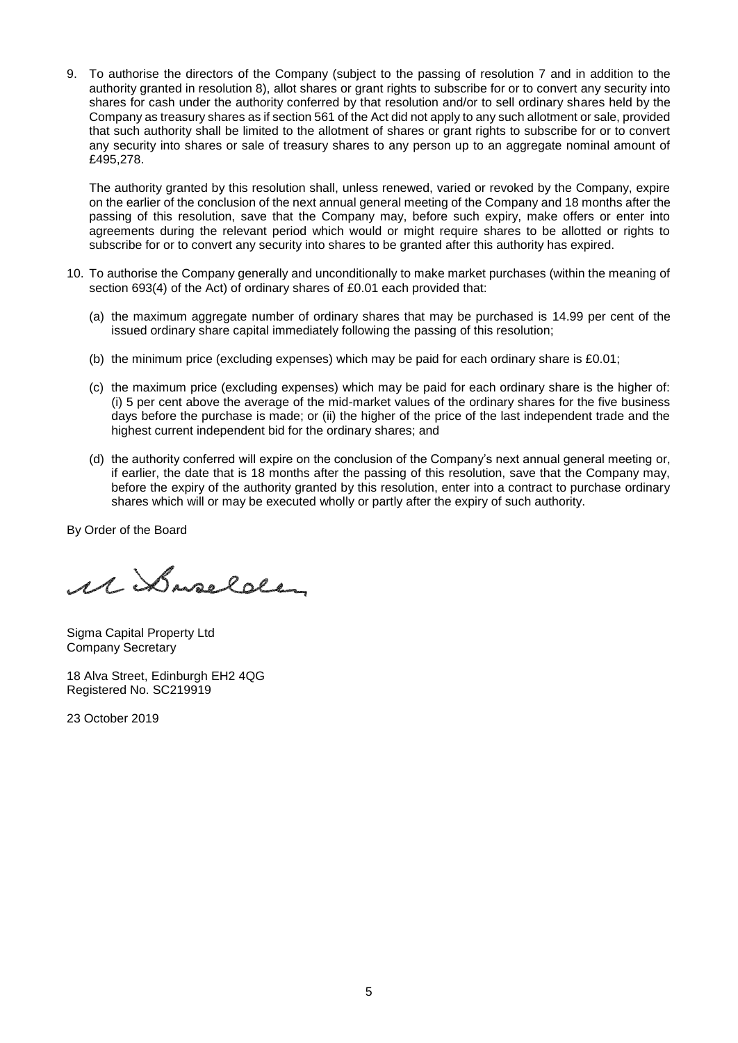9. To authorise the directors of the Company (subject to the passing of resolution 7 and in addition to the authority granted in resolution 8), allot shares or grant rights to subscribe for or to convert any security into shares for cash under the authority conferred by that resolution and/or to sell ordinary shares held by the Company as treasury shares as if section 561 of the Act did not apply to any such allotment or sale, provided that such authority shall be limited to the allotment of shares or grant rights to subscribe for or to convert any security into shares or sale of treasury shares to any person up to an aggregate nominal amount of £495,278.

   The authority granted by this resolution shall, unless renewed, varied or revoked by the Company, expire on the earlier of the conclusion of the next annual general meeting of the Company and 18 months after the passing of this resolution, save that the Company may, before such expiry, make offers or enter into agreements during the relevant period which would or might require shares to be allotted or rights to subscribe for or to convert any security into shares to be granted after this authority has expired.

10. To authorise the Company generally and unconditionally to make market purchases (within the meaning of section 693(4) of the Act) of ordinary shares of £0.01 each provided that:

    (a) the maximum aggregate number of ordinary shares that may be purchased is 14.99 per cent of the issued ordinary share capital immediately following the passing of this resolution;

    (b) the minimum price (excluding expenses) which may be paid for each ordinary share is £0.01;

    (c) the maximum price (excluding expenses) which may be paid for each ordinary share is the higher of: (i) 5 per cent above the average of the mid-market values of the ordinary shares for the five business days before the purchase is made; or (ii) the higher of the price of the last independent trade and the highest current independent bid for the ordinary shares; and

    (d) the authority conferred will expire on the conclusion of the Company's next annual general meeting or, if earlier, the date that is 18 months after the passing of this resolution, save that the Company may, before the expiry of the authority granted by this resolution, enter into a contract to purchase ordinary shares which will or may be executed wholly or partly after the expiry of such authority.

By Order of the Board

Sigma Capital Property Ltd
Company Secretary

18 Alva Street, Edinburgh EH2 4QG
Registered No. SC219919

23 October 2019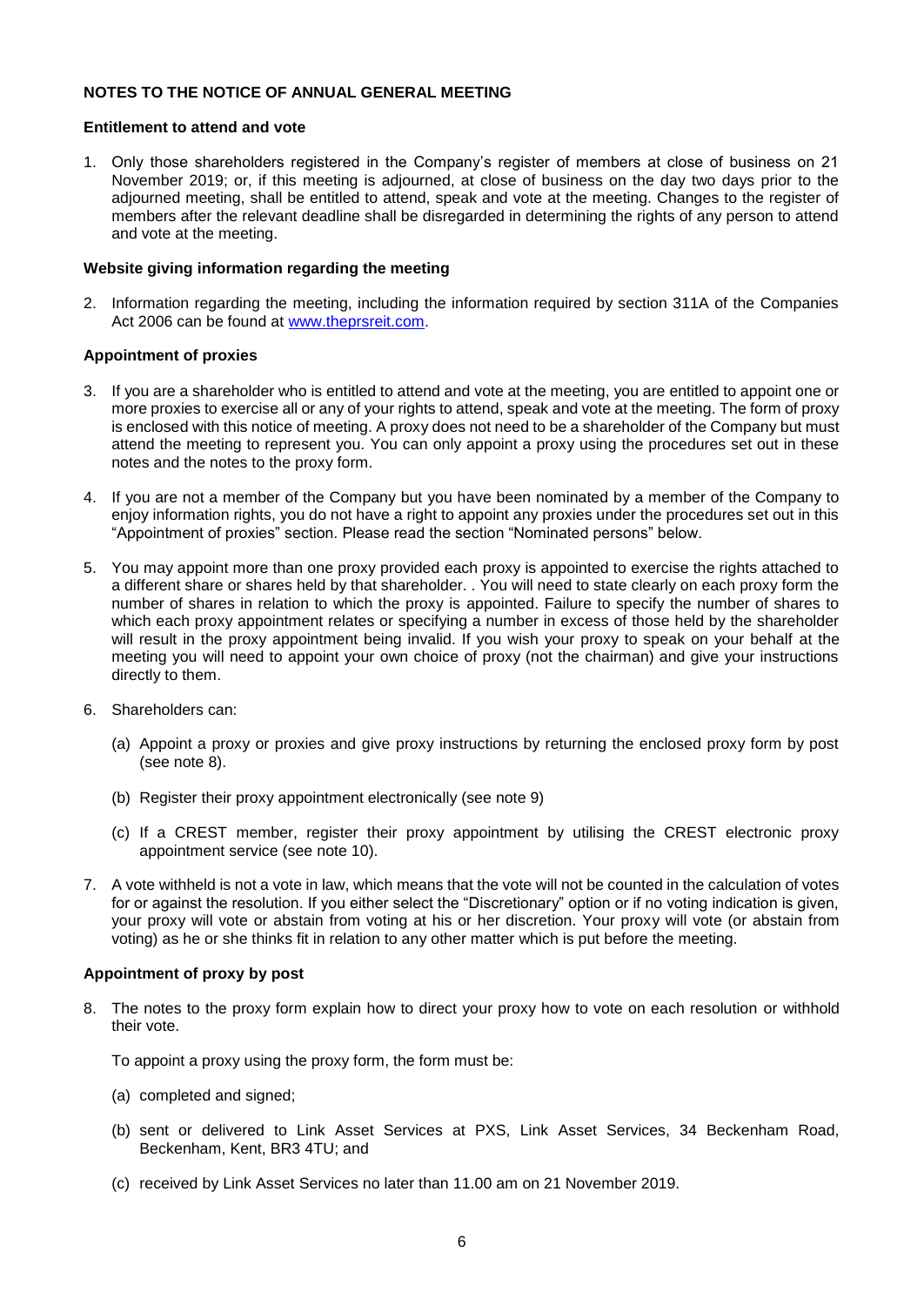## NOTES TO THE NOTICE OF ANNUAL GENERAL MEETING

### Entitlement to attend and vote

1. Only those shareholders registered in the Company's register of members at close of business on 21 November 2019; or, if this meeting is adjourned, at close of business on the day two days prior to the adjourned meeting, shall be entitled to attend, speak and vote at the meeting. Changes to the register of members after the relevant deadline shall be disregarded in determining the rights of any person to attend and vote at the meeting.

### Website giving information regarding the meeting

2. Information regarding the meeting, including the information required by section 311A of the Companies Act 2006 can be found at www.theprsreit.com.

### Appointment of proxies

3. If you are a shareholder who is entitled to attend and vote at the meeting, you are entitled to appoint one or more proxies to exercise all or any of your rights to attend, speak and vote at the meeting. The form of proxy is enclosed with this notice of meeting. A proxy does not need to be a shareholder of the Company but must attend the meeting to represent you. You can only appoint a proxy using the procedures set out in these notes and the notes to the proxy form.

4. If you are not a member of the Company but you have been nominated by a member of the Company to enjoy information rights, you do not have a right to appoint any proxies under the procedures set out in this "Appointment of proxies" section. Please read the section "Nominated persons" below.

5. You may appoint more than one proxy provided each proxy is appointed to exercise the rights attached to a different share or shares held by that shareholder. . You will need to state clearly on each proxy form the number of shares in relation to which the proxy is appointed. Failure to specify the number of shares to which each proxy appointment relates or specifying a number in excess of those held by the shareholder will result in the proxy appointment being invalid. If you wish your proxy to speak on your behalf at the meeting you will need to appoint your own choice of proxy (not the chairman) and give your instructions directly to them.

6. Shareholders can:

   (a) Appoint a proxy or proxies and give proxy instructions by returning the enclosed proxy form by post (see note 8).

   (b) Register their proxy appointment electronically (see note 9)

   (c) If a CREST member, register their proxy appointment by utilising the CREST electronic proxy appointment service (see note 10).

7. A vote withheld is not a vote in law, which means that the vote will not be counted in the calculation of votes for or against the resolution. If you either select the "Discretionary" option or if no voting indication is given, your proxy will vote or abstain from voting at his or her discretion. Your proxy will vote (or abstain from voting) as he or she thinks fit in relation to any other matter which is put before the meeting.

### Appointment of proxy by post

8. The notes to the proxy form explain how to direct your proxy how to vote on each resolution or withhold their vote.

   To appoint a proxy using the proxy form, the form must be:

   (a) completed and signed;

   (b) sent or delivered to Link Asset Services at PXS, Link Asset Services, 34 Beckenham Road, Beckenham, Kent, BR3 4TU; and

   (c) received by Link Asset Services no later than 11.00 am on 21 November 2019.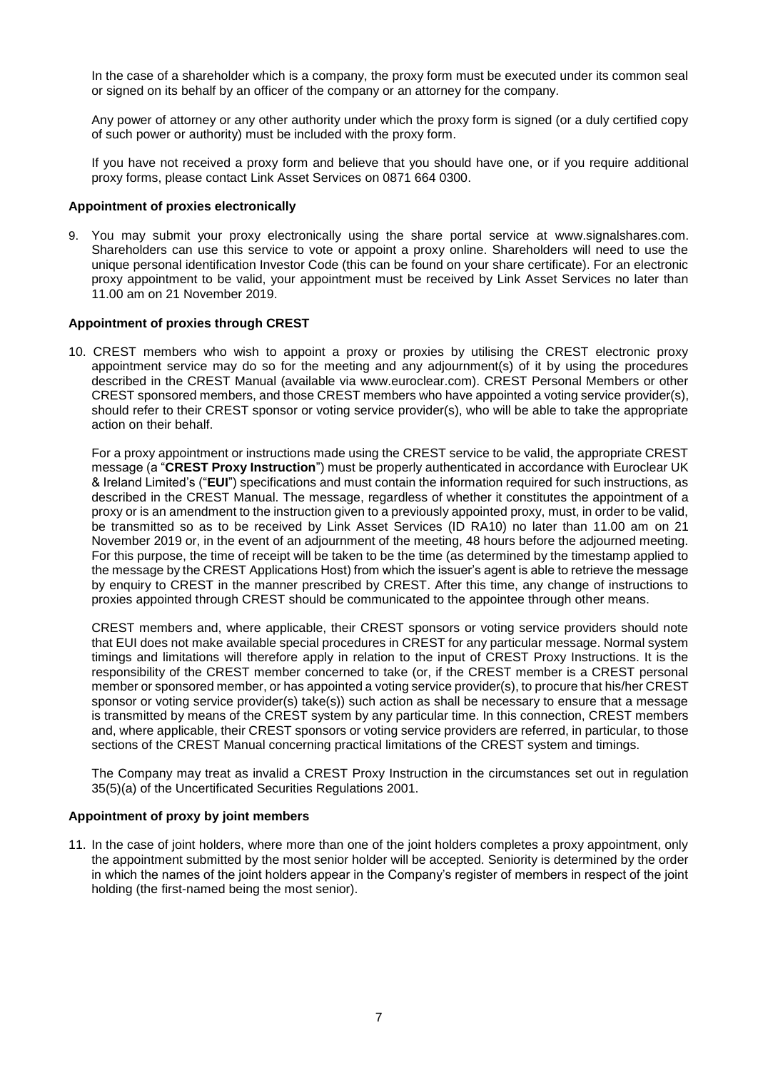In the case of a shareholder which is a company, the proxy form must be executed under its common seal or signed on its behalf by an officer of the company or an attorney for the company.

Any power of attorney or any other authority under which the proxy form is signed (or a duly certified copy of such power or authority) must be included with the proxy form.

If you have not received a proxy form and believe that you should have one, or if you require additional proxy forms, please contact Link Asset Services on 0871 664 0300.

**Appointment of proxies electronically**

9. You may submit your proxy electronically using the share portal service at www.signalshares.com. Shareholders can use this service to vote or appoint a proxy online. Shareholders will need to use the unique personal identification Investor Code (this can be found on your share certificate). For an electronic proxy appointment to be valid, your appointment must be received by Link Asset Services no later than 11.00 am on 21 November 2019.

**Appointment of proxies through CREST**

10. CREST members who wish to appoint a proxy or proxies by utilising the CREST electronic proxy appointment service may do so for the meeting and any adjournment(s) of it by using the procedures described in the CREST Manual (available via www.euroclear.com). CREST Personal Members or other CREST sponsored members, and those CREST members who have appointed a voting service provider(s), should refer to their CREST sponsor or voting service provider(s), who will be able to take the appropriate action on their behalf.

    For a proxy appointment or instructions made using the CREST service to be valid, the appropriate CREST message (a "**CREST Proxy Instruction**") must be properly authenticated in accordance with Euroclear UK & Ireland Limited's ("**EUI**") specifications and must contain the information required for such instructions, as described in the CREST Manual. The message, regardless of whether it constitutes the appointment of a proxy or is an amendment to the instruction given to a previously appointed proxy, must, in order to be valid, be transmitted so as to be received by Link Asset Services (ID RA10) no later than 11.00 am on 21 November 2019 or, in the event of an adjournment of the meeting, 48 hours before the adjourned meeting. For this purpose, the time of receipt will be taken to be the time (as determined by the timestamp applied to the message by the CREST Applications Host) from which the issuer's agent is able to retrieve the message by enquiry to CREST in the manner prescribed by CREST. After this time, any change of instructions to proxies appointed through CREST should be communicated to the appointee through other means.

    CREST members and, where applicable, their CREST sponsors or voting service providers should note that EUI does not make available special procedures in CREST for any particular message. Normal system timings and limitations will therefore apply in relation to the input of CREST Proxy Instructions. It is the responsibility of the CREST member concerned to take (or, if the CREST member is a CREST personal member or sponsored member, or has appointed a voting service provider(s), to procure that his/her CREST sponsor or voting service provider(s) take(s)) such action as shall be necessary to ensure that a message is transmitted by means of the CREST system by any particular time. In this connection, CREST members and, where applicable, their CREST sponsors or voting service providers are referred, in particular, to those sections of the CREST Manual concerning practical limitations of the CREST system and timings.

    The Company may treat as invalid a CREST Proxy Instruction in the circumstances set out in regulation 35(5)(a) of the Uncertificated Securities Regulations 2001.

**Appointment of proxy by joint members**

11. In the case of joint holders, where more than one of the joint holders completes a proxy appointment, only the appointment submitted by the most senior holder will be accepted. Seniority is determined by the order in which the names of the joint holders appear in the Company's register of members in respect of the joint holding (the first-named being the most senior).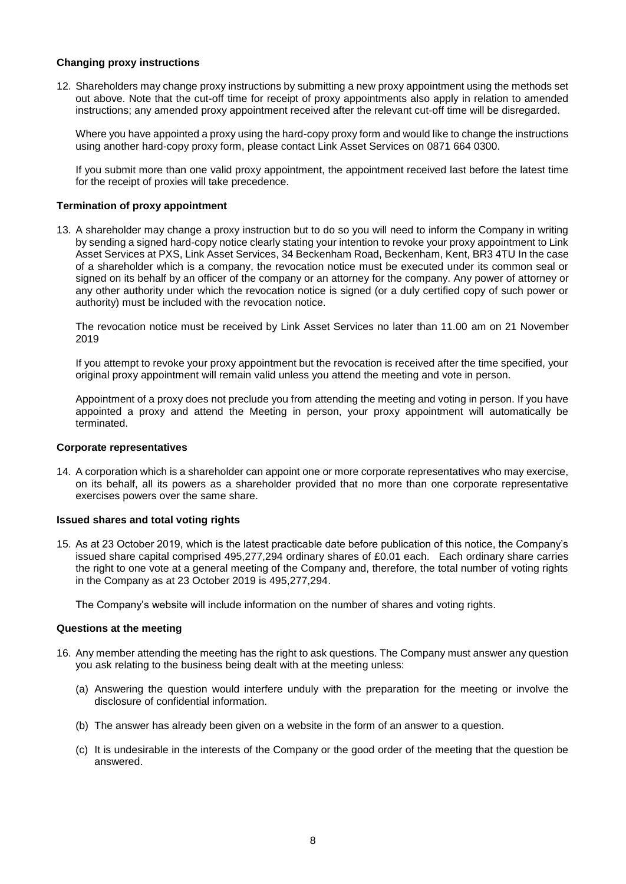**Changing proxy instructions**

12. Shareholders may change proxy instructions by submitting a new proxy appointment using the methods set out above. Note that the cut-off time for receipt of proxy appointments also apply in relation to amended instructions; any amended proxy appointment received after the relevant cut-off time will be disregarded.

    Where you have appointed a proxy using the hard-copy proxy form and would like to change the instructions using another hard-copy proxy form, please contact Link Asset Services on 0871 664 0300.

    If you submit more than one valid proxy appointment, the appointment received last before the latest time for the receipt of proxies will take precedence.

**Termination of proxy appointment**

13. A shareholder may change a proxy instruction but to do so you will need to inform the Company in writing by sending a signed hard-copy notice clearly stating your intention to revoke your proxy appointment to Link Asset Services at PXS, Link Asset Services, 34 Beckenham Road, Beckenham, Kent, BR3 4TU In the case of a shareholder which is a company, the revocation notice must be executed under its common seal or signed on its behalf by an officer of the company or an attorney for the company. Any power of attorney or any other authority under which the revocation notice is signed (or a duly certified copy of such power or authority) must be included with the revocation notice.

    The revocation notice must be received by Link Asset Services no later than 11.00 am on 21 November 2019

    If you attempt to revoke your proxy appointment but the revocation is received after the time specified, your original proxy appointment will remain valid unless you attend the meeting and vote in person.

    Appointment of a proxy does not preclude you from attending the meeting and voting in person. If you have appointed a proxy and attend the Meeting in person, your proxy appointment will automatically be terminated.

**Corporate representatives**

14. A corporation which is a shareholder can appoint one or more corporate representatives who may exercise, on its behalf, all its powers as a shareholder provided that no more than one corporate representative exercises powers over the same share.

**Issued shares and total voting rights**

15. As at 23 October 2019, which is the latest practicable date before publication of this notice, the Company's issued share capital comprised 495,277,294 ordinary shares of £0.01 each. Each ordinary share carries the right to one vote at a general meeting of the Company and, therefore, the total number of voting rights in the Company as at 23 October 2019 is 495,277,294.

    The Company's website will include information on the number of shares and voting rights.

**Questions at the meeting**

16. Any member attending the meeting has the right to ask questions. The Company must answer any question you ask relating to the business being dealt with at the meeting unless:

    (a) Answering the question would interfere unduly with the preparation for the meeting or involve the disclosure of confidential information.

    (b) The answer has already been given on a website in the form of an answer to a question.

    (c) It is undesirable in the interests of the Company or the good order of the meeting that the question be answered.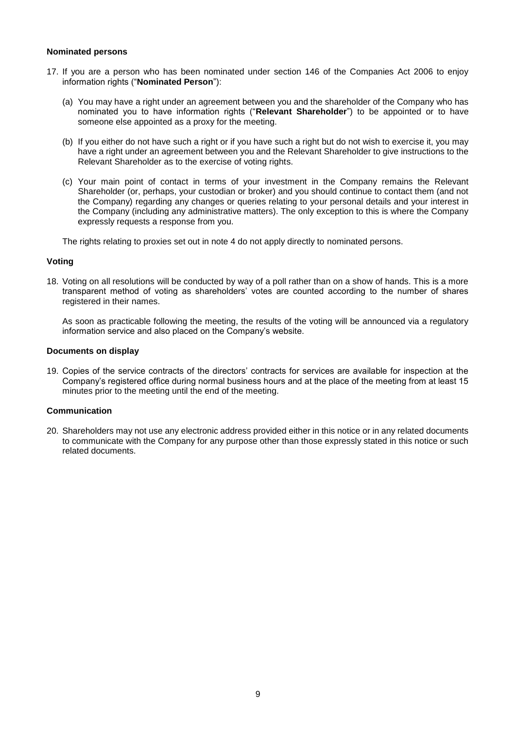**Nominated persons**

17. If you are a person who has been nominated under section 146 of the Companies Act 2006 to enjoy information rights ("**Nominated Person**"):

    (a) You may have a right under an agreement between you and the shareholder of the Company who has nominated you to have information rights ("**Relevant Shareholder**") to be appointed or to have someone else appointed as a proxy for the meeting.

    (b) If you either do not have such a right or if you have such a right but do not wish to exercise it, you may have a right under an agreement between you and the Relevant Shareholder to give instructions to the Relevant Shareholder as to the exercise of voting rights.

    (c) Your main point of contact in terms of your investment in the Company remains the Relevant Shareholder (or, perhaps, your custodian or broker) and you should continue to contact them (and not the Company) regarding any changes or queries relating to your personal details and your interest in the Company (including any administrative matters). The only exception to this is where the Company expressly requests a response from you.

    The rights relating to proxies set out in note 4 do not apply directly to nominated persons.

**Voting**

18. Voting on all resolutions will be conducted by way of a poll rather than on a show of hands. This is a more transparent method of voting as shareholders' votes are counted according to the number of shares registered in their names.

    As soon as practicable following the meeting, the results of the voting will be announced via a regulatory information service and also placed on the Company's website.

**Documents on display**

19. Copies of the service contracts of the directors' contracts for services are available for inspection at the Company's registered office during normal business hours and at the place of the meeting from at least 15 minutes prior to the meeting until the end of the meeting.

**Communication**

20. Shareholders may not use any electronic address provided either in this notice or in any related documents to communicate with the Company for any purpose other than those expressly stated in this notice or such related documents.